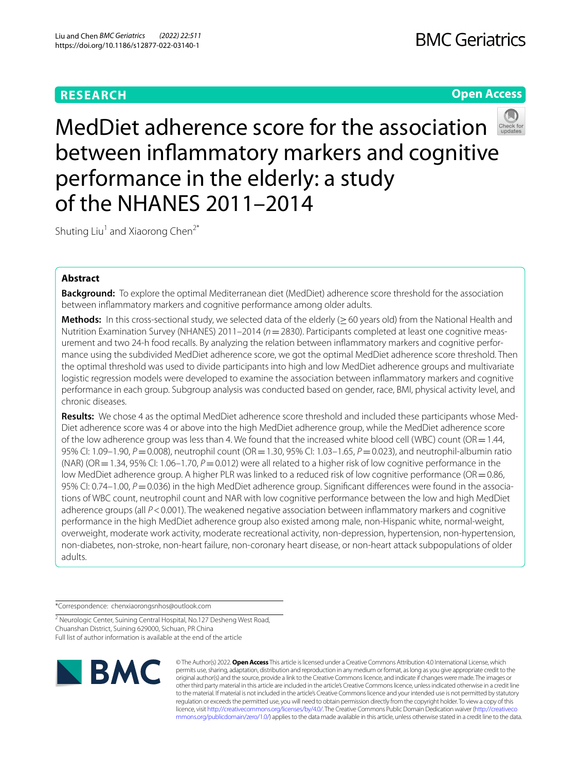RESEARCH

Open Access

# MedDiet adherence score for the association between inflammatory markers and cognitive performance in the elderly: a study of the NHANES 2011–2014

Shuting Liu[1] and Xiaorong Chen[2*]

## Abstract

**Background:** To explore the optimal Mediterranean diet (MedDiet) adherence score threshold for the association between inflammatory markers and cognitive performance among older adults.

**Methods:** In this cross-sectional study, we selected data of the elderly ($\geq$ 60 years old) from the National Health and Nutrition Examination Survey (NHANES) 2011–2014 ($n = 2830$). Participants completed at least one cognitive measurement and two 24-h food recalls. By analyzing the relation between inflammatory markers and cognitive performance using the subdivided MedDiet adherence score, we got the optimal MedDiet adherence score threshold. Then the optimal threshold was used to divide participants into high and low MedDiet adherence groups and multivariate logistic regression models were developed to examine the association between inflammatory markers and cognitive performance in each group. Subgroup analysis was conducted based on gender, race, BMI, physical activity level, and chronic diseases.

**Results:** We chose 4 as the optimal MedDiet adherence score threshold and included these participants whose MedDiet adherence score was 4 or above into the high MedDiet adherence group, while the MedDiet adherence score of the low adherence group was less than 4. We found that the increased white blood cell (WBC) count (OR = 1.44, 95% CI: 1.09–1.90, $P = 0.008$), neutrophil count (OR = 1.30, 95% CI: 1.03–1.65, $P = 0.023$), and neutrophil-albumin ratio (NAR) (OR = 1.34, 95% CI: 1.06–1.70, $P = 0.012$) were all related to a higher risk of low cognitive performance in the low MedDiet adherence group. A higher PLR was linked to a reduced risk of low cognitive performance (OR = 0.86, 95% CI: 0.74–1.00, $P = 0.036$) in the high MedDiet adherence group. Significant differences were found in the associations of WBC count, neutrophil count and NAR with low cognitive performance between the low and high MedDiet adherence groups (all $P < 0.001$). The weakened negative association between inflammatory markers and cognitive performance in the high MedDiet adherence group also existed among male, non-Hispanic white, normal-weight, overweight, moderate work activity, moderate recreational activity, non-depression, hypertension, non-hypertension, non-diabetes, non-stroke, non-heart failure, non-coronary heart disease, or non-heart attack subpopulations of older adults.

*Correspondence: chenxiaorongsnhos@outlook.com

[2] Neurologic Center, Suining Central Hospital, No.127 Desheng West Road, Chuanshan District, Suining 629000, Sichuan, PR China

Full list of author information is available at the end of the article

© The Author(s) 2022. **Open Access** This article is licensed under a Creative Commons Attribution 4.0 International License, which permits use, sharing, adaptation, distribution and reproduction in any medium or format, as long as you give appropriate credit to the original author(s) and the source, provide a link to the Creative Commons licence, and indicate if changes were made. The images or other third party material in this article are included in the article's Creative Commons licence, unless indicated otherwise in a credit line to the material. If material is not included in the article's Creative Commons licence and your intended use is not permitted by statutory regulation or exceeds the permitted use, you will need to obtain permission directly from the copyright holder. To view a copy of this licence, visit http://creativecommons.org/licenses/by/4.0/. The Creative Commons Public Domain Dedication waiver (http://creativecommons.org/publicdomain/zero/1.0/) applies to the data made available in this article, unless otherwise stated in a credit line to the data.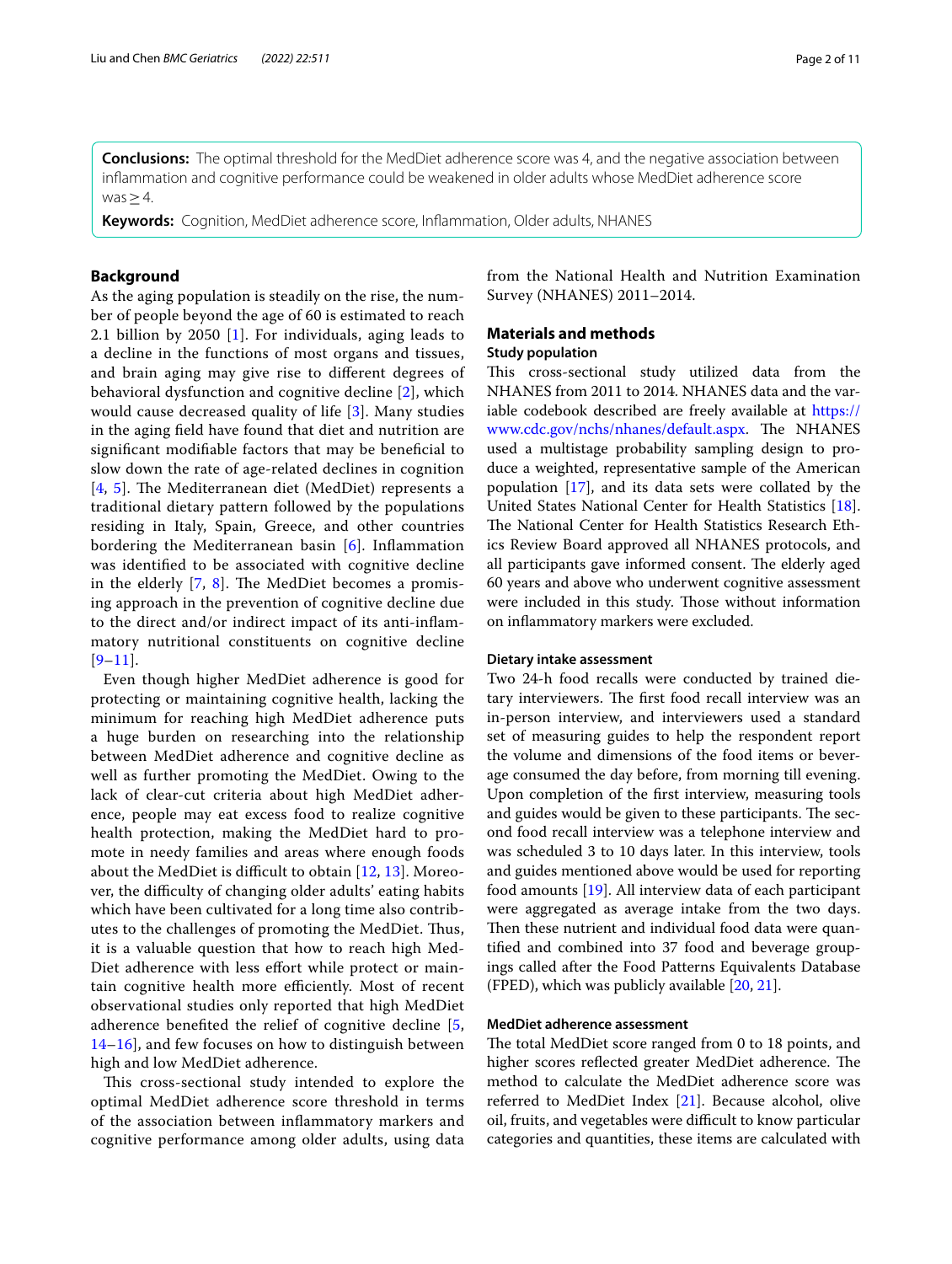**Conclusions:** The optimal threshold for the MedDiet adherence score was 4, and the negative association between inflammation and cognitive performance could be weakened in older adults whose MedDiet adherence score was ≥ 4.

**Keywords:** Cognition, MedDiet adherence score, Inflammation, Older adults, NHANES

## Background

As the aging population is steadily on the rise, the number of people beyond the age of 60 is estimated to reach 2.1 billion by 2050 [1]. For individuals, aging leads to a decline in the functions of most organs and tissues, and brain aging may give rise to different degrees of behavioral dysfunction and cognitive decline [2], which would cause decreased quality of life [3]. Many studies in the aging field have found that diet and nutrition are significant modifiable factors that may be beneficial to slow down the rate of age-related declines in cognition [4, 5]. The Mediterranean diet (MedDiet) represents a traditional dietary pattern followed by the populations residing in Italy, Spain, Greece, and other countries bordering the Mediterranean basin [6]. Inflammation was identified to be associated with cognitive decline in the elderly [7, 8]. The MedDiet becomes a promising approach in the prevention of cognitive decline due to the direct and/or indirect impact of its anti-inflammatory nutritional constituents on cognitive decline [9–11].

Even though higher MedDiet adherence is good for protecting or maintaining cognitive health, lacking the minimum for reaching high MedDiet adherence puts a huge burden on researching into the relationship between MedDiet adherence and cognitive decline as well as further promoting the MedDiet. Owing to the lack of clear-cut criteria about high MedDiet adherence, people may eat excess food to realize cognitive health protection, making the MedDiet hard to promote in needy families and areas where enough foods about the MedDiet is difficult to obtain [12, 13]. Moreover, the difficulty of changing older adults' eating habits which have been cultivated for a long time also contributes to the challenges of promoting the MedDiet. Thus, it is a valuable question that how to reach high MedDiet adherence with less effort while protect or maintain cognitive health more efficiently. Most of recent observational studies only reported that high MedDiet adherence benefited the relief of cognitive decline [5, 14–16], and few focuses on how to distinguish between high and low MedDiet adherence.

This cross-sectional study intended to explore the optimal MedDiet adherence score threshold in terms of the association between inflammatory markers and cognitive performance among older adults, using data from the National Health and Nutrition Examination Survey (NHANES) 2011–2014.

## Materials and methods

### Study population

This cross-sectional study utilized data from the NHANES from 2011 to 2014. NHANES data and the variable codebook described are freely available at https://www.cdc.gov/nchs/nhanes/default.aspx. The NHANES used a multistage probability sampling design to produce a weighted, representative sample of the American population [17], and its data sets were collated by the United States National Center for Health Statistics [18]. The National Center for Health Statistics Research Ethics Review Board approved all NHANES protocols, and all participants gave informed consent. The elderly aged 60 years and above who underwent cognitive assessment were included in this study. Those without information on inflammatory markers were excluded.

### Dietary intake assessment

Two 24-h food recalls were conducted by trained dietary interviewers. The first food recall interview was an in-person interview, and interviewers used a standard set of measuring guides to help the respondent report the volume and dimensions of the food items or beverage consumed the day before, from morning till evening. Upon completion of the first interview, measuring tools and guides would be given to these participants. The second food recall interview was a telephone interview and was scheduled 3 to 10 days later. In this interview, tools and guides mentioned above would be used for reporting food amounts [19]. All interview data of each participant were aggregated as average intake from the two days. Then these nutrient and individual food data were quantified and combined into 37 food and beverage groupings called after the Food Patterns Equivalents Database (FPED), which was publicly available [20, 21].

### MedDiet adherence assessment

The total MedDiet score ranged from 0 to 18 points, and higher scores reflected greater MedDiet adherence. The method to calculate the MedDiet adherence score was referred to MedDiet Index [21]. Because alcohol, olive oil, fruits, and vegetables were difficult to know particular categories and quantities, these items are calculated with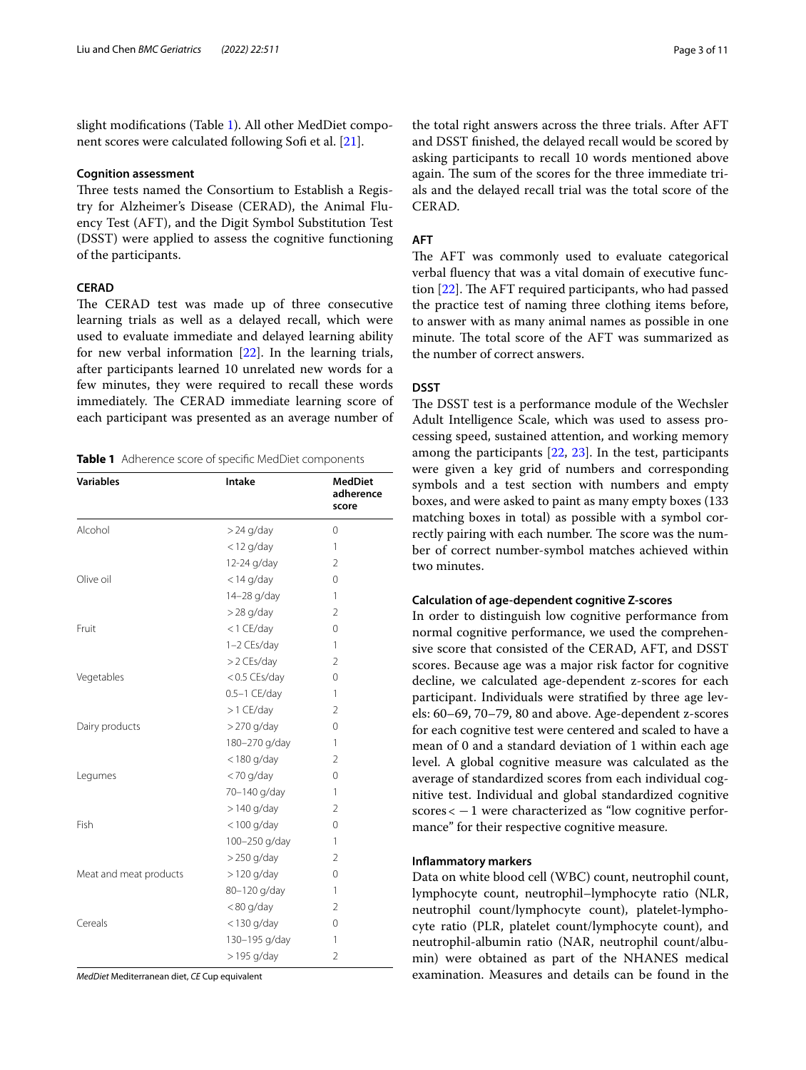slight modifications (Table 1). All other MedDiet component scores were calculated following Sofi et al. [21].

### Cognition assessment

Three tests named the Consortium to Establish a Registry for Alzheimer's Disease (CERAD), the Animal Fluency Test (AFT), and the Digit Symbol Substitution Test (DSST) were applied to assess the cognitive functioning of the participants.

#### CERAD

The CERAD test was made up of three consecutive learning trials as well as a delayed recall, which were used to evaluate immediate and delayed learning ability for new verbal information [22]. In the learning trials, after participants learned 10 unrelated new words for a few minutes, they were required to recall these words immediately. The CERAD immediate learning score of each participant was presented as an average number of the total right answers across the three trials. After AFT and DSST finished, the delayed recall would be scored by asking participants to recall 10 words mentioned above again. The sum of the scores for the three immediate trials and the delayed recall trial was the total score of the CERAD.

**Table 1** Adherence score of specific MedDiet components

| Variables | Intake | MedDiet adherence score |
| --- | --- | --- |
| Alcohol | > 24 g/day | 0 |
| | < 12 g/day | 1 |
| | 12-24 g/day | 2 |
| Olive oil | < 14 g/day | 0 |
| | 14–28 g/day | 1 |
| | > 28 g/day | 2 |
| Fruit | < 1 CE/day | 0 |
| | 1–2 CEs/day | 1 |
| | > 2 CEs/day | 2 |
| Vegetables | < 0.5 CEs/day | 0 |
| | 0.5–1 CE/day | 1 |
| | > 1 CE/day | 2 |
| Dairy products | > 270 g/day | 0 |
| | 180–270 g/day | 1 |
| | < 180 g/day | 2 |
| Legumes | < 70 g/day | 0 |
| | 70–140 g/day | 1 |
| | > 140 g/day | 2 |
| Fish | < 100 g/day | 0 |
| | 100–250 g/day | 1 |
| | > 250 g/day | 2 |
| Meat and meat products | > 120 g/day | 0 |
| | 80–120 g/day | 1 |
| | < 80 g/day | 2 |
| Cereals | < 130 g/day | 0 |
| | 130–195 g/day | 1 |
| | > 195 g/day | 2 |

*MedDiet* Mediterranean diet, *CE* Cup equivalent

#### AFT

The AFT was commonly used to evaluate categorical verbal fluency that was a vital domain of executive function [22]. The AFT required participants, who had passed the practice test of naming three clothing items before, to answer with as many animal names as possible in one minute. The total score of the AFT was summarized as the number of correct answers.

#### DSST

The DSST test is a performance module of the Wechsler Adult Intelligence Scale, which was used to assess processing speed, sustained attention, and working memory among the participants [22, 23]. In the test, participants were given a key grid of numbers and corresponding symbols and a test section with numbers and empty boxes, and were asked to paint as many empty boxes (133 matching boxes in total) as possible with a symbol correctly pairing with each number. The score was the number of correct number-symbol matches achieved within two minutes.

### Calculation of age-dependent cognitive Z-scores

In order to distinguish low cognitive performance from normal cognitive performance, we used the comprehensive score that consisted of the CERAD, AFT, and DSST scores. Because age was a major risk factor for cognitive decline, we calculated age-dependent z-scores for each participant. Individuals were stratified by three age levels: 60–69, 70–79, 80 and above. Age-dependent z-scores for each cognitive test were centered and scaled to have a mean of 0 and a standard deviation of 1 within each age level. A global cognitive measure was calculated as the average of standardized scores from each individual cognitive test. Individual and global standardized cognitive scores $< -1$ were characterized as "low cognitive performance" for their respective cognitive measure.

### Inflammatory markers

Data on white blood cell (WBC) count, neutrophil count, lymphocyte count, neutrophil–lymphocyte ratio (NLR, neutrophil count/lymphocyte count), platelet-lymphocyte ratio (PLR, platelet count/lymphocyte count), and neutrophil-albumin ratio (NAR, neutrophil count/albumin) were obtained as part of the NHANES medical examination. Measures and details can be found in the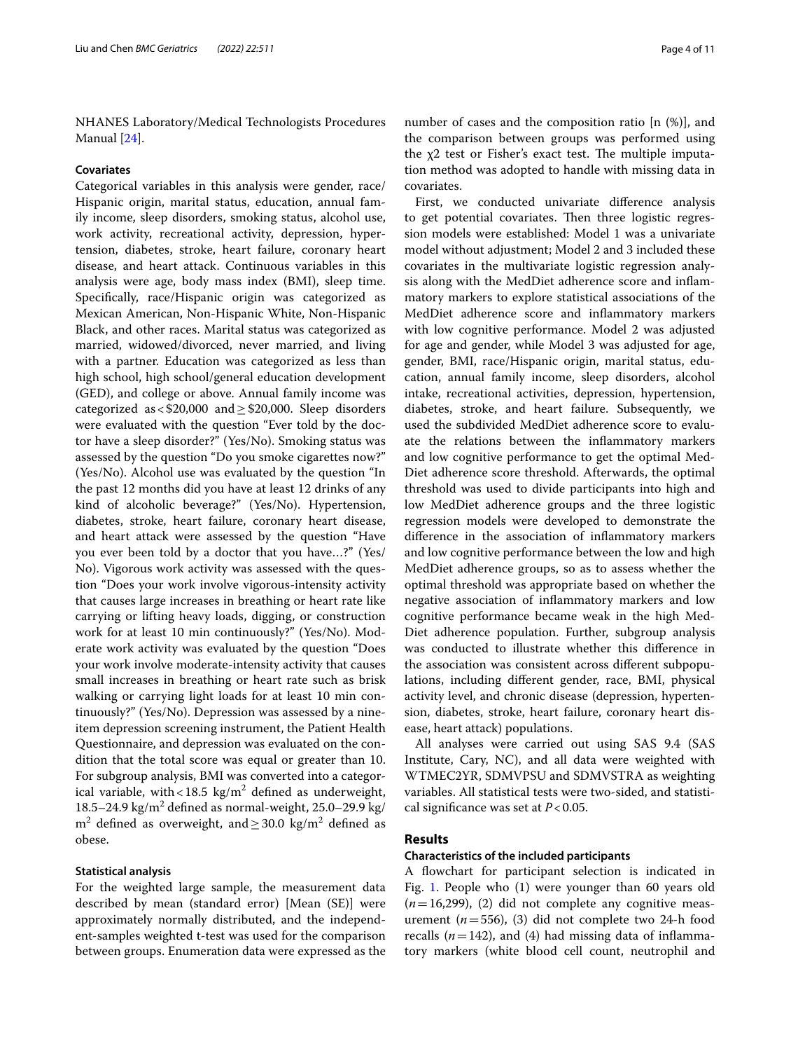NHANES Laboratory/Medical Technologists Procedures Manual [24].

### Covariates

Categorical variables in this analysis were gender, race/Hispanic origin, marital status, education, annual family income, sleep disorders, smoking status, alcohol use, work activity, recreational activity, depression, hypertension, diabetes, stroke, heart failure, coronary heart disease, and heart attack. Continuous variables in this analysis were age, body mass index (BMI), sleep time. Specifically, race/Hispanic origin was categorized as Mexican American, Non-Hispanic White, Non-Hispanic Black, and other races. Marital status was categorized as married, widowed/divorced, never married, and living with a partner. Education was categorized as less than high school, high school/general education development (GED), and college or above. Annual family income was categorized as < \$20,000 and ≥ \$20,000. Sleep disorders were evaluated with the question "Ever told by the doctor have a sleep disorder?" (Yes/No). Smoking status was assessed by the question "Do you smoke cigarettes now?" (Yes/No). Alcohol use was evaluated by the question "In the past 12 months did you have at least 12 drinks of any kind of alcoholic beverage?" (Yes/No). Hypertension, diabetes, stroke, heart failure, coronary heart disease, and heart attack were assessed by the question "Have you ever been told by a doctor that you have…?" (Yes/No). Vigorous work activity was assessed with the question "Does your work involve vigorous-intensity activity that causes large increases in breathing or heart rate like carrying or lifting heavy loads, digging, or construction work for at least 10 min continuously?" (Yes/No). Moderate work activity was evaluated by the question "Does your work involve moderate-intensity activity that causes small increases in breathing or heart rate such as brisk walking or carrying light loads for at least 10 min continuously?" (Yes/No). Depression was assessed by a nine-item depression screening instrument, the Patient Health Questionnaire, and depression was evaluated on the condition that the total score was equal or greater than 10. For subgroup analysis, BMI was converted into a categorical variable, with < 18.5 kg/m$^2$ defined as underweight, 18.5–24.9 kg/m$^2$ defined as normal-weight, 25.0–29.9 kg/m$^2$ defined as overweight, and ≥ 30.0 kg/m$^2$ defined as obese.

### Statistical analysis

For the weighted large sample, the measurement data described by mean (standard error) [Mean (SE)] were approximately normally distributed, and the independent-samples weighted t-test was used for the comparison between groups. Enumeration data were expressed as the number of cases and the composition ratio [n (%)], and the comparison between groups was performed using the $\chi 2$ test or Fisher's exact test. The multiple imputation method was adopted to handle with missing data in covariates.

First, we conducted univariate difference analysis to get potential covariates. Then three logistic regression models were established: Model 1 was a univariate model without adjustment; Model 2 and 3 included these covariates in the multivariate logistic regression analysis along with the MedDiet adherence score and inflammatory markers to explore statistical associations of the MedDiet adherence score and inflammatory markers with low cognitive performance. Model 2 was adjusted for age and gender, while Model 3 was adjusted for age, gender, BMI, race/Hispanic origin, marital status, education, annual family income, sleep disorders, alcohol intake, recreational activities, depression, hypertension, diabetes, stroke, and heart failure. Subsequently, we used the subdivided MedDiet adherence score to evaluate the relations between the inflammatory markers and low cognitive performance to get the optimal MedDiet adherence score threshold. Afterwards, the optimal threshold was used to divide participants into high and low MedDiet adherence groups and the three logistic regression models were developed to demonstrate the difference in the association of inflammatory markers and low cognitive performance between the low and high MedDiet adherence groups, so as to assess whether the optimal threshold was appropriate based on whether the negative association of inflammatory markers and low cognitive performance became weak in the high MedDiet adherence population. Further, subgroup analysis was conducted to illustrate whether this difference in the association was consistent across different subpopulations, including different gender, race, BMI, physical activity level, and chronic disease (depression, hypertension, diabetes, stroke, heart failure, coronary heart disease, heart attack) populations.

All analyses were carried out using SAS 9.4 (SAS Institute, Cary, NC), and all data were weighted with WTMEC2YR, SDMVPSU and SDMVSTRA as weighting variables. All statistical tests were two-sided, and statistical significance was set at $P < 0.05$.

## Results

### Characteristics of the included participants

A flowchart for participant selection is indicated in Fig. 1. People who (1) were younger than 60 years old ($n = 16{,}299$), (2) did not complete any cognitive measurement ($n = 556$), (3) did not complete two 24-h food recalls ($n = 142$), and (4) had missing data of inflammatory markers (white blood cell count, neutrophil and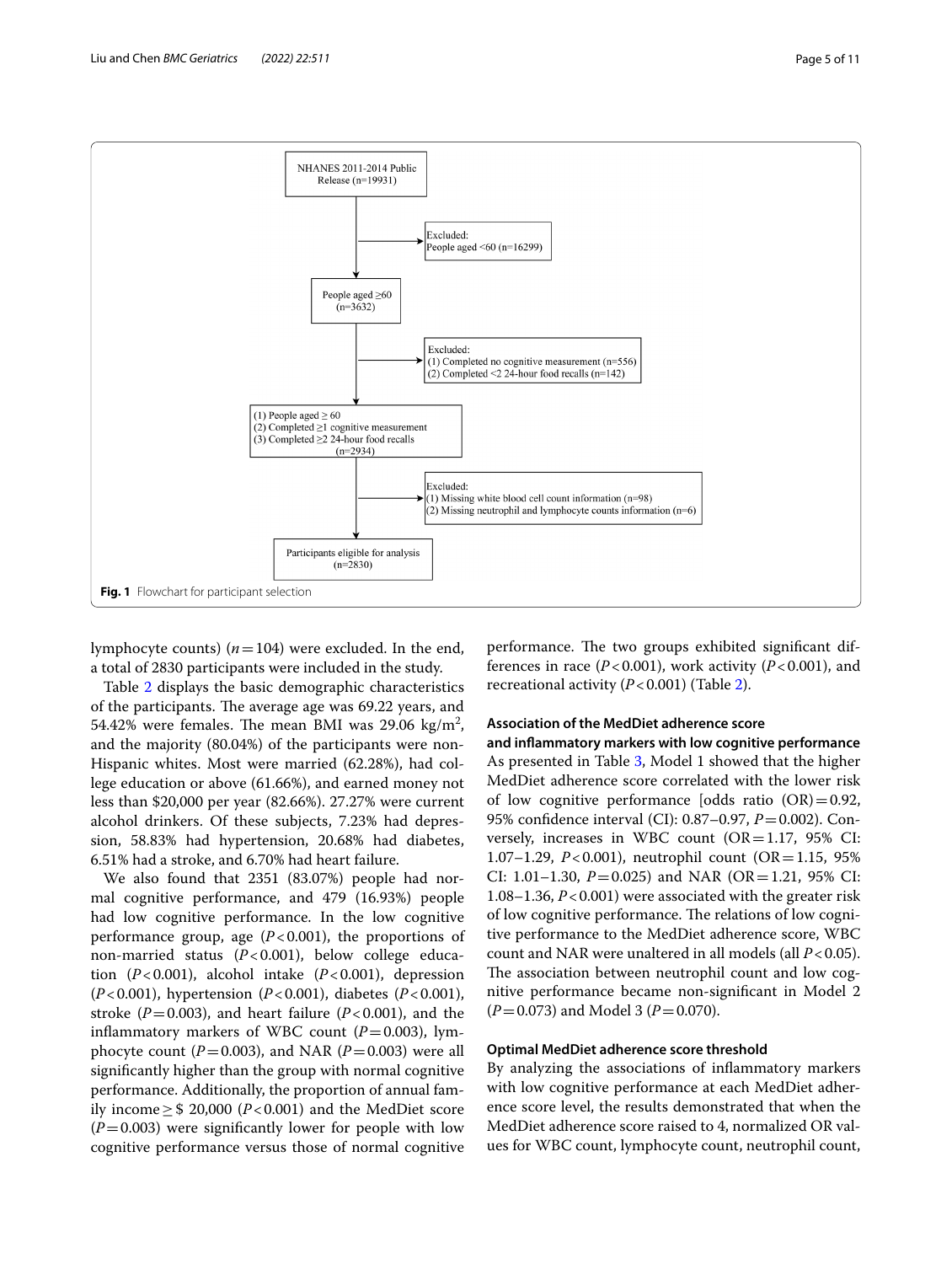NHANES 2011-2014 Public Release (n=19931)

→ Excluded: People aged <60 (n=16299)

People aged ≥60 (n=3632)

→ Excluded: (1) Completed no cognitive measurement (n=556) (2) Completed <2 24-hour food recalls (n=142)

(1) People aged ≥ 60 (2) Completed ≥1 cognitive measurement (3) Completed ≥2 24-hour food recalls (n=2934)

→ Excluded: (1) Missing white blood cell count information (n=98) (2) Missing neutrophil and lymphocyte counts information (n=6)

Participants eligible for analysis (n=2830)

**Fig. 1** Flowchart for participant selection

lymphocyte counts) ($n = 104$) were excluded. In the end, a total of 2830 participants were included in the study.

Table 2 displays the basic demographic characteristics of the participants. The average age was 69.22 years, and 54.42% were females. The mean BMI was 29.06 kg/m$^2$, and the majority (80.04%) of the participants were non-Hispanic whites. Most were married (62.28%), had college education or above (61.66%), and earned money not less than $20,000 per year (82.66%). 27.27% were current alcohol drinkers. Of these subjects, 7.23% had depression, 58.83% had hypertension, 20.68% had diabetes, 6.51% had a stroke, and 6.70% had heart failure.

We also found that 2351 (83.07%) people had normal cognitive performance, and 479 (16.93%) people had low cognitive performance. In the low cognitive performance group, age ($P < 0.001$), the proportions of non-married status ($P < 0.001$), below college education ($P < 0.001$), alcohol intake ($P < 0.001$), depression ($P < 0.001$), hypertension ($P < 0.001$), diabetes ($P < 0.001$), stroke ($P = 0.003$), and heart failure ($P < 0.001$), and the inflammatory markers of WBC count ($P = 0.003$), lymphocyte count ($P = 0.003$), and NAR ($P = 0.003$) were all significantly higher than the group with normal cognitive performance. Additionally, the proportion of annual family income ≥ $ 20,000 ($P < 0.001$) and the MedDiet score ($P = 0.003$) were significantly lower for people with low cognitive performance versus those of normal cognitive performance. The two groups exhibited significant differences in race ($P < 0.001$), work activity ($P < 0.001$), and recreational activity ($P < 0.001$) (Table 2).

### Association of the MedDiet adherence score and inflammatory markers with low cognitive performance

As presented in Table 3, Model 1 showed that the higher MedDiet adherence score correlated with the lower risk of low cognitive performance [odds ratio (OR) = 0.92, 95% confidence interval (CI): 0.87–0.97, $P = 0.002$). Conversely, increases in WBC count (OR = 1.17, 95% CI: 1.07–1.29, $P < 0.001$), neutrophil count (OR = 1.15, 95% CI: 1.01–1.30, $P = 0.025$) and NAR (OR = 1.21, 95% CI: 1.08–1.36, $P < 0.001$) were associated with the greater risk of low cognitive performance. The relations of low cognitive performance to the MedDiet adherence score, WBC count and NAR were unaltered in all models (all $P < 0.05$). The association between neutrophil count and low cognitive performance became non-significant in Model 2 ($P = 0.073$) and Model 3 ($P = 0.070$).

### Optimal MedDiet adherence score threshold

By analyzing the associations of inflammatory markers with low cognitive performance at each MedDiet adherence score level, the results demonstrated that when the MedDiet adherence score raised to 4, normalized OR values for WBC count, lymphocyte count, neutrophil count,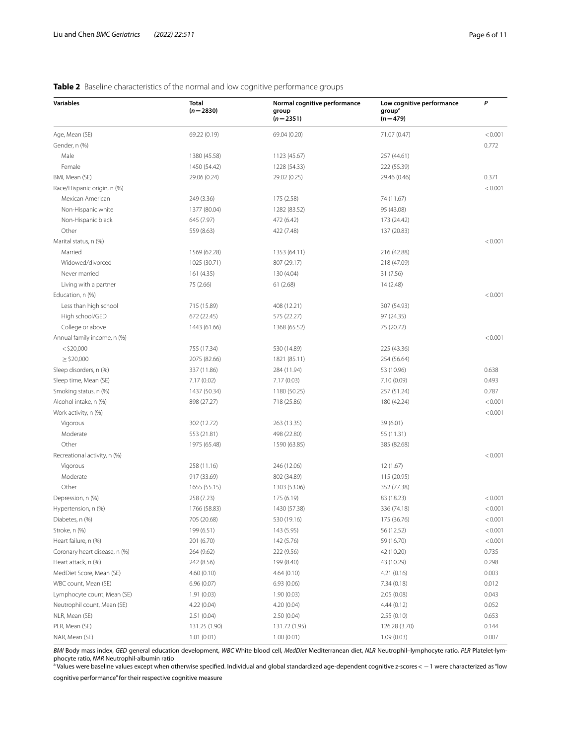**Table 2** Baseline characteristics of the normal and low cognitive performance groups

| Variables | Total (*n* = 2830) | Normal cognitive performance group (*n* = 2351) | Low cognitive performance group[a] (*n* = 479) | *P* |
|---|---|---|---|---|
| Age, Mean (SE) | 69.22 (0.19) | 69.04 (0.20) | 71.07 (0.47) | < 0.001 |
| Gender, n (%) | | | | 0.772 |
| Male | 1380 (45.58) | 1123 (45.67) | 257 (44.61) | |
| Female | 1450 (54.42) | 1228 (54.33) | 222 (55.39) | |
| BMI, Mean (SE) | 29.06 (0.24) | 29.02 (0.25) | 29.46 (0.46) | 0.371 |
| Race/Hispanic origin, n (%) | | | | < 0.001 |
| Mexican American | 249 (3.36) | 175 (2.58) | 74 (11.67) | |
| Non-Hispanic white | 1377 (80.04) | 1282 (83.52) | 95 (43.08) | |
| Non-Hispanic black | 645 (7.97) | 472 (6.42) | 173 (24.42) | |
| Other | 559 (8.63) | 422 (7.48) | 137 (20.83) | |
| Marital status, n (%) | | | | < 0.001 |
| Married | 1569 (62.28) | 1353 (64.11) | 216 (42.88) | |
| Widowed/divorced | 1025 (30.71) | 807 (29.17) | 218 (47.09) | |
| Never married | 161 (4.35) | 130 (4.04) | 31 (7.56) | |
| Living with a partner | 75 (2.66) | 61 (2.68) | 14 (2.48) | |
| Education, n (%) | | | | < 0.001 |
| Less than high school | 715 (15.89) | 408 (12.21) | 307 (54.93) | |
| High school/GED | 672 (22.45) | 575 (22.27) | 97 (24.35) | |
| College or above | 1443 (61.66) | 1368 (65.52) | 75 (20.72) | |
| Annual family income, n (%) | | | | < 0.001 |
| < $20,000 | 755 (17.34) | 530 (14.89) | 225 (43.36) | |
| ≥ $20,000 | 2075 (82.66) | 1821 (85.11) | 254 (56.64) | |
| Sleep disorders, n (%) | 337 (11.86) | 284 (11.94) | 53 (10.96) | 0.638 |
| Sleep time, Mean (SE) | 7.17 (0.02) | 7.17 (0.03) | 7.10 (0.09) | 0.493 |
| Smoking status, n (%) | 1437 (50.34) | 1180 (50.25) | 257 (51.24) | 0.787 |
| Alcohol intake, n (%) | 898 (27.27) | 718 (25.86) | 180 (42.24) | < 0.001 |
| Work activity, n (%) | | | | < 0.001 |
| Vigorous | 302 (12.72) | 263 (13.35) | 39 (6.01) | |
| Moderate | 553 (21.81) | 498 (22.80) | 55 (11.31) | |
| Other | 1975 (65.48) | 1590 (63.85) | 385 (82.68) | |
| Recreational activity, n (%) | | | | < 0.001 |
| Vigorous | 258 (11.16) | 246 (12.06) | 12 (1.67) | |
| Moderate | 917 (33.69) | 802 (34.89) | 115 (20.95) | |
| Other | 1655 (55.15) | 1303 (53.06) | 352 (77.38) | |
| Depression, n (%) | 258 (7.23) | 175 (6.19) | 83 (18.23) | < 0.001 |
| Hypertension, n (%) | 1766 (58.83) | 1430 (57.38) | 336 (74.18) | < 0.001 |
| Diabetes, n (%) | 705 (20.68) | 530 (19.16) | 175 (36.76) | < 0.001 |
| Stroke, n (%) | 199 (6.51) | 143 (5.95) | 56 (12.52) | < 0.001 |
| Heart failure, n (%) | 201 (6.70) | 142 (5.76) | 59 (16.70) | < 0.001 |
| Coronary heart disease, n (%) | 264 (9.62) | 222 (9.56) | 42 (10.20) | 0.735 |
| Heart attack, n (%) | 242 (8.56) | 199 (8.40) | 43 (10.29) | 0.298 |
| MedDiet Score, Mean (SE) | 4.60 (0.10) | 4.64 (0.10) | 4.21 (0.16) | 0.003 |
| WBC count, Mean (SE) | 6.96 (0.07) | 6.93 (0.06) | 7.34 (0.18) | 0.012 |
| Lymphocyte count, Mean (SE) | 1.91 (0.03) | 1.90 (0.03) | 2.05 (0.08) | 0.043 |
| Neutrophil count, Mean (SE) | 4.22 (0.04) | 4.20 (0.04) | 4.44 (0.12) | 0.052 |
| NLR, Mean (SE) | 2.51 (0.04) | 2.50 (0.04) | 2.55 (0.10) | 0.653 |
| PLR, Mean (SE) | 131.25 (1.90) | 131.72 (1.95) | 126.28 (3.70) | 0.144 |
| NAR, Mean (SE) | 1.01 (0.01) | 1.00 (0.01) | 1.09 (0.03) | 0.007 |

*BMI* Body mass index, *GED* general education development, *WBC* White blood cell, *MedDiet* Mediterranean diet, *NLR* Neutrophil–lymphocyte ratio, *PLR* Platelet-lymphocyte ratio, *NAR* Neutrophil-albumin ratio

[a] Values were baseline values except when otherwise specified. Individual and global standardized age-dependent cognitive z-scores < − 1 were characterized as "low cognitive performance" for their respective cognitive measure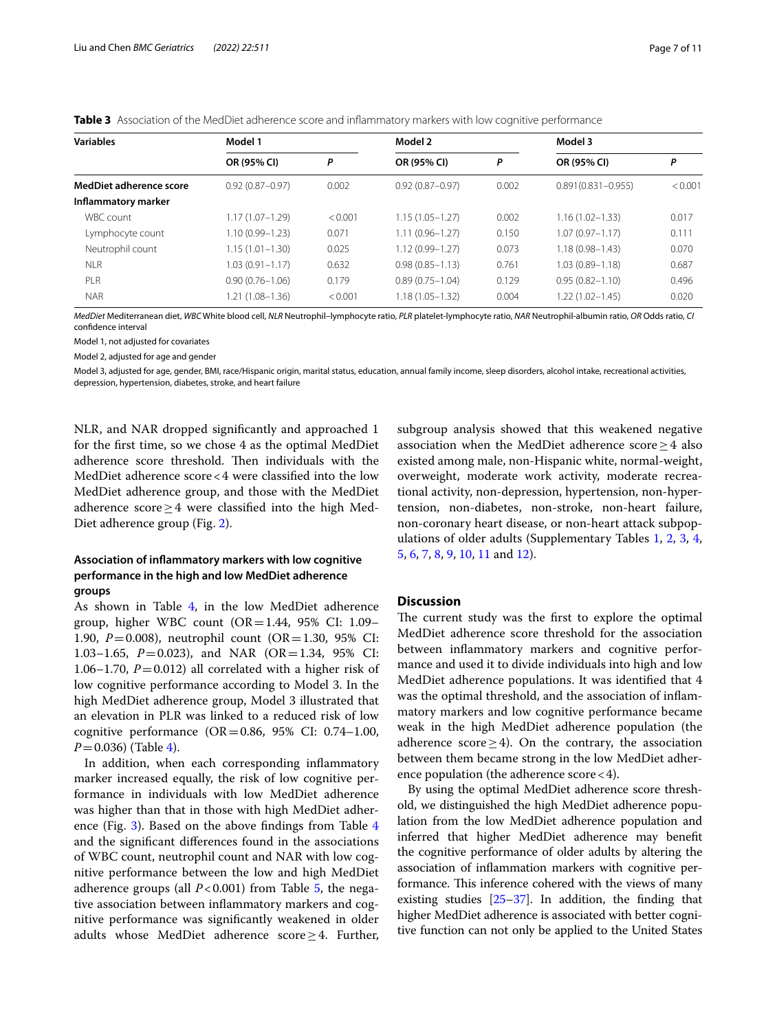**Table 3** Association of the MedDiet adherence score and inflammatory markers with low cognitive performance

| Variables | Model 1 | | Model 2 | | Model 3 | |
|---|---|---|---|---|---|---|
| | OR (95% CI) | P | OR (95% CI) | P | OR (95% CI) | P |
| **MedDiet adherence score** | 0.92 (0.87–0.97) | 0.002 | 0.92 (0.87–0.97) | 0.002 | 0.891(0.831–0.955) | < 0.001 |
| **Inflammatory marker** | | | | | | |
| WBC count | 1.17 (1.07–1.29) | < 0.001 | 1.15 (1.05–1.27) | 0.002 | 1.16 (1.02–1.33) | 0.017 |
| Lymphocyte count | 1.10 (0.99–1.23) | 0.071 | 1.11 (0.96–1.27) | 0.150 | 1.07 (0.97–1.17) | 0.111 |
| Neutrophil count | 1.15 (1.01–1.30) | 0.025 | 1.12 (0.99–1.27) | 0.073 | 1.18 (0.98–1.43) | 0.070 |
| NLR | 1.03 (0.91–1.17) | 0.632 | 0.98 (0.85–1.13) | 0.761 | 1.03 (0.89–1.18) | 0.687 |
| PLR | 0.90 (0.76–1.06) | 0.179 | 0.89 (0.75–1.04) | 0.129 | 0.95 (0.82–1.10) | 0.496 |
| NAR | 1.21 (1.08–1.36) | < 0.001 | 1.18 (1.05–1.32) | 0.004 | 1.22 (1.02–1.45) | 0.020 |

*MedDiet* Mediterranean diet, *WBC* White blood cell, *NLR* Neutrophil–lymphocyte ratio, *PLR* platelet-lymphocyte ratio, *NAR* Neutrophil-albumin ratio, *OR* Odds ratio, *CI* confidence interval

Model 1, not adjusted for covariates

Model 2, adjusted for age and gender

Model 3, adjusted for age, gender, BMI, race/Hispanic origin, marital status, education, annual family income, sleep disorders, alcohol intake, recreational activities, depression, hypertension, diabetes, stroke, and heart failure

NLR, and NAR dropped significantly and approached 1 for the first time, so we chose 4 as the optimal MedDiet adherence score threshold. Then individuals with the MedDiet adherence score < 4 were classified into the low MedDiet adherence group, and those with the MedDiet adherence score ≥ 4 were classified into the high MedDiet adherence group (Fig. 2).

### Association of inflammatory markers with low cognitive performance in the high and low MedDiet adherence groups

As shown in Table 4, in the low MedDiet adherence group, higher WBC count (OR = 1.44, 95% CI: 1.09–1.90, $P = 0.008$), neutrophil count (OR = 1.30, 95% CI: 1.03–1.65, $P = 0.023$), and NAR (OR = 1.34, 95% CI: 1.06–1.70, $P = 0.012$) all correlated with a higher risk of low cognitive performance according to Model 3. In the high MedDiet adherence group, Model 3 illustrated that an elevation in PLR was linked to a reduced risk of low cognitive performance (OR = 0.86, 95% CI: 0.74–1.00, $P = 0.036$) (Table 4).

In addition, when each corresponding inflammatory marker increased equally, the risk of low cognitive performance in individuals with low MedDiet adherence was higher than that in those with high MedDiet adherence (Fig. 3). Based on the above findings from Table 4 and the significant differences found in the associations of WBC count, neutrophil count and NAR with low cognitive performance between the low and high MedDiet adherence groups (all $P < 0.001$) from Table 5, the negative association between inflammatory markers and cognitive performance was significantly weakened in older adults whose MedDiet adherence score ≥ 4. Further, subgroup analysis showed that this weakened negative association when the MedDiet adherence score ≥ 4 also existed among male, non-Hispanic white, normal-weight, overweight, moderate work activity, moderate recreational activity, non-depression, hypertension, non-hypertension, non-diabetes, non-stroke, non-heart failure, non-coronary heart disease, or non-heart attack subpopulations of older adults (Supplementary Tables 1, 2, 3, 4, 5, 6, 7, 8, 9, 10, 11 and 12).

## Discussion

The current study was the first to explore the optimal MedDiet adherence score threshold for the association between inflammatory markers and cognitive performance and used it to divide individuals into high and low MedDiet adherence populations. It was identified that 4 was the optimal threshold, and the association of inflammatory markers and low cognitive performance became weak in the high MedDiet adherence population (the adherence score ≥ 4). On the contrary, the association between them became strong in the low MedDiet adherence population (the adherence score < 4).

By using the optimal MedDiet adherence score threshold, we distinguished the high MedDiet adherence population from the low MedDiet adherence population and inferred that higher MedDiet adherence may benefit the cognitive performance of older adults by altering the association of inflammation markers with cognitive performance. This inference cohered with the views of many existing studies [25–37]. In addition, the finding that higher MedDiet adherence is associated with better cognitive function can not only be applied to the United States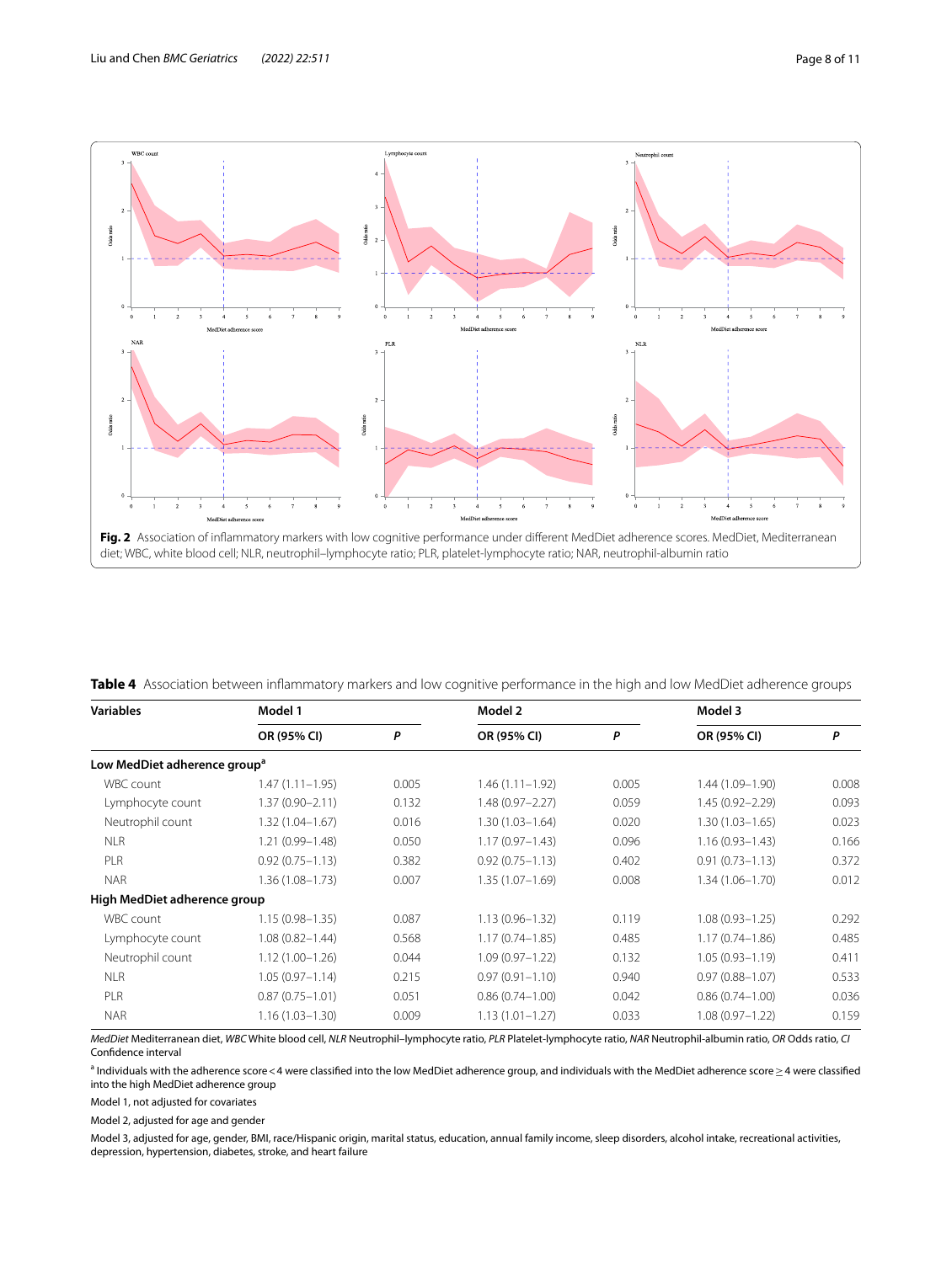**Fig. 2** Association of inflammatory markers with low cognitive performance under different MedDiet adherence scores. MedDiet, Mediterranean diet; WBC, white blood cell; NLR, neutrophil–lymphocyte ratio; PLR, platelet-lymphocyte ratio; NAR, neutrophil-albumin ratio

**Table 4** Association between inflammatory markers and low cognitive performance in the high and low MedDiet adherence groups

| Variables | Model 1 | | Model 2 | | Model 3 | |
|---|---|---|---|---|---|---|
| | **OR (95% CI)** | ***P*** | **OR (95% CI)** | ***P*** | **OR (95% CI)** | ***P*** |
| **Low MedDiet adherence group[a]** | | | | | | |
| WBC count | 1.47 (1.11–1.95) | 0.005 | 1.46 (1.11–1.92) | 0.005 | 1.44 (1.09–1.90) | 0.008 |
| Lymphocyte count | 1.37 (0.90–2.11) | 0.132 | 1.48 (0.97–2.27) | 0.059 | 1.45 (0.92–2.29) | 0.093 |
| Neutrophil count | 1.32 (1.04–1.67) | 0.016 | 1.30 (1.03–1.64) | 0.020 | 1.30 (1.03–1.65) | 0.023 |
| NLR | 1.21 (0.99–1.48) | 0.050 | 1.17 (0.97–1.43) | 0.096 | 1.16 (0.93–1.43) | 0.166 |
| PLR | 0.92 (0.75–1.13) | 0.382 | 0.92 (0.75–1.13) | 0.402 | 0.91 (0.73–1.13) | 0.372 |
| NAR | 1.36 (1.08–1.73) | 0.007 | 1.35 (1.07–1.69) | 0.008 | 1.34 (1.06–1.70) | 0.012 |
| **High MedDiet adherence group** | | | | | | |
| WBC count | 1.15 (0.98–1.35) | 0.087 | 1.13 (0.96–1.32) | 0.119 | 1.08 (0.93–1.25) | 0.292 |
| Lymphocyte count | 1.08 (0.82–1.44) | 0.568 | 1.17 (0.74–1.85) | 0.485 | 1.17 (0.74–1.86) | 0.485 |
| Neutrophil count | 1.12 (1.00–1.26) | 0.044 | 1.09 (0.97–1.22) | 0.132 | 1.05 (0.93–1.19) | 0.411 |
| NLR | 1.05 (0.97–1.14) | 0.215 | 0.97 (0.91–1.10) | 0.940 | 0.97 (0.88–1.07) | 0.533 |
| PLR | 0.87 (0.75–1.01) | 0.051 | 0.86 (0.74–1.00) | 0.042 | 0.86 (0.74–1.00) | 0.036 |
| NAR | 1.16 (1.03–1.30) | 0.009 | 1.13 (1.01–1.27) | 0.033 | 1.08 (0.97–1.22) | 0.159 |

*MedDiet* Mediterranean diet, *WBC* White blood cell, *NLR* Neutrophil–lymphocyte ratio, *PLR* Platelet-lymphocyte ratio, *NAR* Neutrophil-albumin ratio, *OR* Odds ratio, *CI* Confidence interval

[a] Individuals with the adherence score < 4 were classified into the low MedDiet adherence group, and individuals with the MedDiet adherence score ≥ 4 were classified into the high MedDiet adherence group

Model 1, not adjusted for covariates

Model 2, adjusted for age and gender

Model 3, adjusted for age, gender, BMI, race/Hispanic origin, marital status, education, annual family income, sleep disorders, alcohol intake, recreational activities, depression, hypertension, diabetes, stroke, and heart failure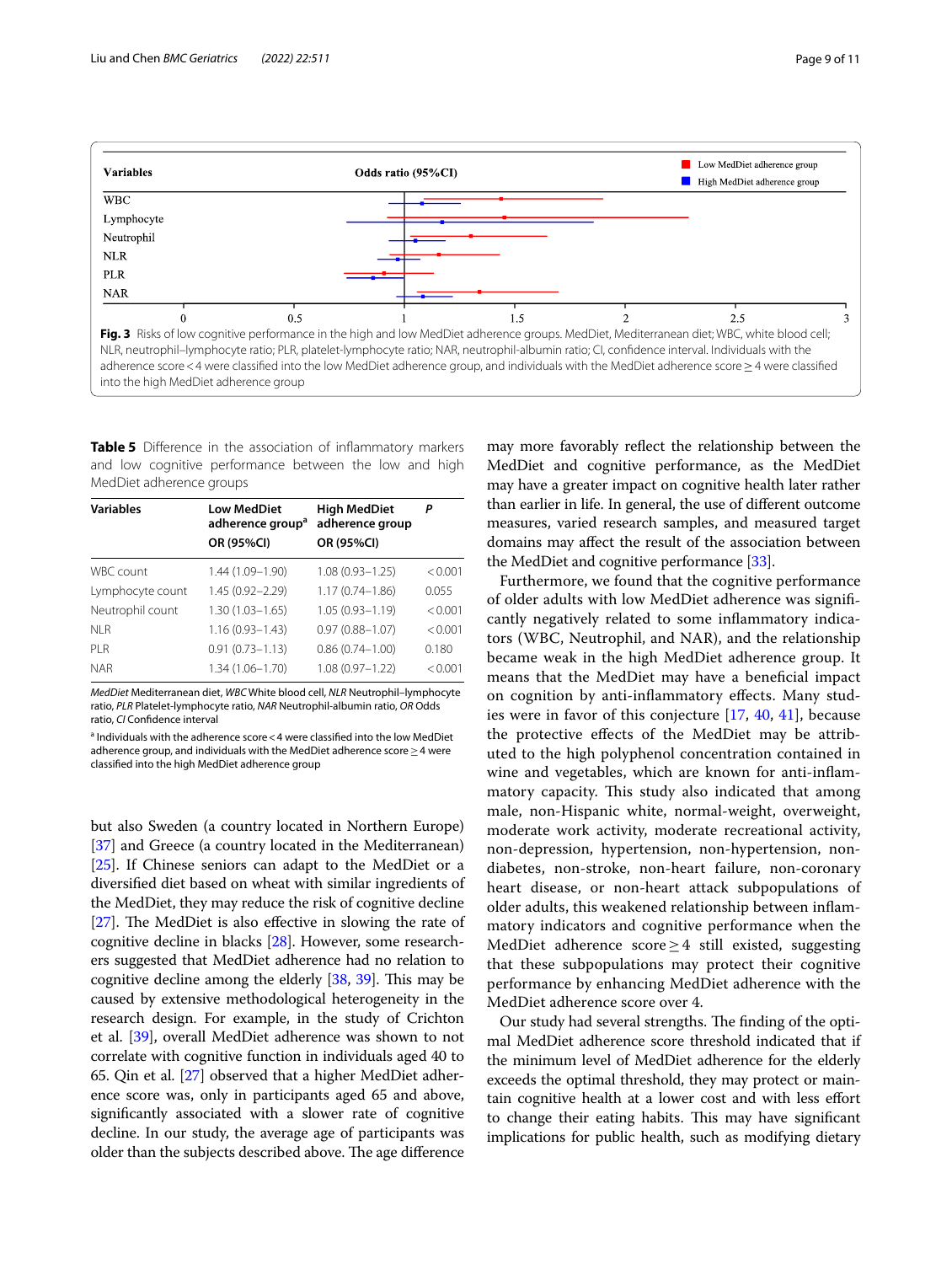**Fig. 3** Risks of low cognitive performance in the high and low MedDiet adherence groups. MedDiet, Mediterranean diet; WBC, white blood cell; NLR, neutrophil–lymphocyte ratio; PLR, platelet-lymphocyte ratio; NAR, neutrophil-albumin ratio; CI, confidence interval. Individuals with the adherence score < 4 were classified into the low MedDiet adherence group, and individuals with the MedDiet adherence score ≥ 4 were classified into the high MedDiet adherence group

**Table 5** Difference in the association of inflammatory markers and low cognitive performance between the low and high MedDiet adherence groups

| Variables | Low MedDiet adherence group[a] OR (95%CI) | High MedDiet adherence group OR (95%CI) | P |
|---|---|---|---|
| WBC count | 1.44 (1.09–1.90) | 1.08 (0.93–1.25) | < 0.001 |
| Lymphocyte count | 1.45 (0.92–2.29) | 1.17 (0.74–1.86) | 0.055 |
| Neutrophil count | 1.30 (1.03–1.65) | 1.05 (0.93–1.19) | < 0.001 |
| NLR | 1.16 (0.93–1.43) | 0.97 (0.88–1.07) | < 0.001 |
| PLR | 0.91 (0.73–1.13) | 0.86 (0.74–1.00) | 0.180 |
| NAR | 1.34 (1.06–1.70) | 1.08 (0.97–1.22) | < 0.001 |

*MedDiet* Mediterranean diet, *WBC* White blood cell, *NLR* Neutrophil–lymphocyte ratio, *PLR* Platelet-lymphocyte ratio, *NAR* Neutrophil-albumin ratio, *OR* Odds ratio, *CI* Confidence interval

[a] Individuals with the adherence score < 4 were classified into the low MedDiet adherence group, and individuals with the MedDiet adherence score ≥ 4 were classified into the high MedDiet adherence group

but also Sweden (a country located in Northern Europe) [37] and Greece (a country located in the Mediterranean) [25]. If Chinese seniors can adapt to the MedDiet or a diversified diet based on wheat with similar ingredients of the MedDiet, they may reduce the risk of cognitive decline [27]. The MedDiet is also effective in slowing the rate of cognitive decline in blacks [28]. However, some researchers suggested that MedDiet adherence had no relation to cognitive decline among the elderly [38, 39]. This may be caused by extensive methodological heterogeneity in the research design. For example, in the study of Crichton et al. [39], overall MedDiet adherence was shown to not correlate with cognitive function in individuals aged 40 to 65. Qin et al. [27] observed that a higher MedDiet adherence score was, only in participants aged 65 and above, significantly associated with a slower rate of cognitive decline. In our study, the average age of participants was older than the subjects described above. The age difference may more favorably reflect the relationship between the MedDiet and cognitive performance, as the MedDiet may have a greater impact on cognitive health later rather than earlier in life. In general, the use of different outcome measures, varied research samples, and measured target domains may affect the result of the association between the MedDiet and cognitive performance [33].

Furthermore, we found that the cognitive performance of older adults with low MedDiet adherence was significantly negatively related to some inflammatory indicators (WBC, Neutrophil, and NAR), and the relationship became weak in the high MedDiet adherence group. It means that the MedDiet may have a beneficial impact on cognition by anti-inflammatory effects. Many studies were in favor of this conjecture [17, 40, 41], because the protective effects of the MedDiet may be attributed to the high polyphenol concentration contained in wine and vegetables, which are known for anti-inflammatory capacity. This study also indicated that among male, non-Hispanic white, normal-weight, overweight, moderate work activity, moderate recreational activity, non-depression, hypertension, non-hypertension, non-diabetes, non-stroke, non-heart failure, non-coronary heart disease, or non-heart attack subpopulations of older adults, this weakened relationship between inflammatory indicators and cognitive performance when the MedDiet adherence score ≥ 4 still existed, suggesting that these subpopulations may protect their cognitive performance by enhancing MedDiet adherence with the MedDiet adherence score over 4.

Our study had several strengths. The finding of the optimal MedDiet adherence score threshold indicated that if the minimum level of MedDiet adherence for the elderly exceeds the optimal threshold, they may protect or maintain cognitive health at a lower cost and with less effort to change their eating habits. This may have significant implications for public health, such as modifying dietary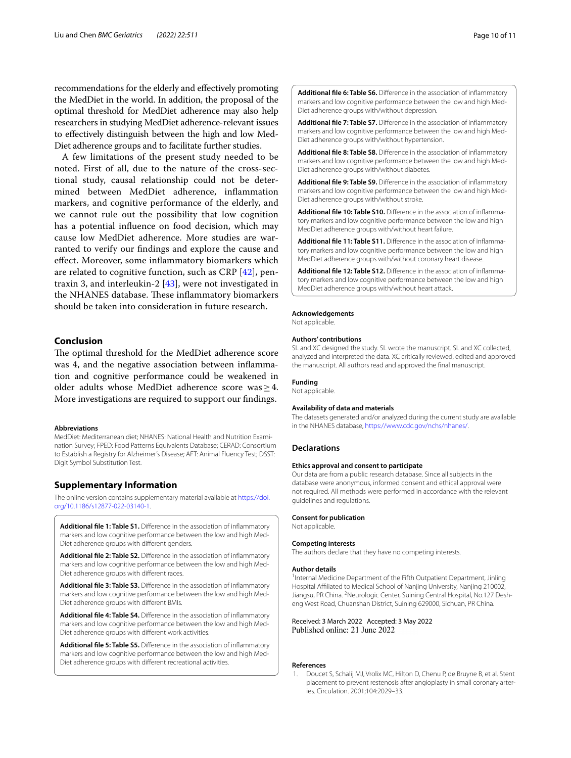recommendations for the elderly and effectively promoting the MedDiet in the world. In addition, the proposal of the optimal threshold for MedDiet adherence may also help researchers in studying MedDiet adherence-relevant issues to effectively distinguish between the high and low MedDiet adherence groups and to facilitate further studies.

A few limitations of the present study needed to be noted. First of all, due to the nature of the cross-sectional study, causal relationship could not be determined between MedDiet adherence, inflammation markers, and cognitive performance of the elderly, and we cannot rule out the possibility that low cognition has a potential influence on food decision, which may cause low MedDiet adherence. More studies are warranted to verify our findings and explore the cause and effect. Moreover, some inflammatory biomarkers which are related to cognitive function, such as CRP [42], pentraxin 3, and interleukin-2 [43], were not investigated in the NHANES database. These inflammatory biomarkers should be taken into consideration in future research.

## Conclusion

The optimal threshold for the MedDiet adherence score was 4, and the negative association between inflammation and cognitive performance could be weakened in older adults whose MedDiet adherence score was $\geq 4$. More investigations are required to support our findings.

#### Abbreviations

MedDiet: Mediterranean diet; NHANES: National Health and Nutrition Examination Survey; FPED: Food Patterns Equivalents Database; CERAD: Consortium to Establish a Registry for Alzheimer's Disease; AFT: Animal Fluency Test; DSST: Digit Symbol Substitution Test.

## Supplementary Information

The online version contains supplementary material available at https://doi.org/10.1186/s12877-022-03140-1.

**Additional file 1: Table S1.** Difference in the association of inflammatory markers and low cognitive performance between the low and high MedDiet adherence groups with different genders.

**Additional file 2: Table S2.** Difference in the association of inflammatory markers and low cognitive performance between the low and high MedDiet adherence groups with different races.

**Additional file 3: Table S3.** Difference in the association of inflammatory markers and low cognitive performance between the low and high MedDiet adherence groups with different BMIs.

**Additional file 4: Table S4.** Difference in the association of inflammatory markers and low cognitive performance between the low and high MedDiet adherence groups with different work activities.

**Additional file 5: Table S5.** Difference in the association of inflammatory markers and low cognitive performance between the low and high MedDiet adherence groups with different recreational activities.

**Additional file 6: Table S6.** Difference in the association of inflammatory markers and low cognitive performance between the low and high MedDiet adherence groups with/without depression.

**Additional file 7: Table S7.** Difference in the association of inflammatory markers and low cognitive performance between the low and high MedDiet adherence groups with/without hypertension.

**Additional file 8: Table S8.** Difference in the association of inflammatory markers and low cognitive performance between the low and high MedDiet adherence groups with/without diabetes.

**Additional file 9: Table S9.** Difference in the association of inflammatory markers and low cognitive performance between the low and high MedDiet adherence groups with/without stroke.

**Additional file 10: Table S10.** Difference in the association of inflammatory markers and low cognitive performance between the low and high MedDiet adherence groups with/without heart failure.

**Additional file 11: Table S11.** Difference in the association of inflammatory markers and low cognitive performance between the low and high MedDiet adherence groups with/without coronary heart disease.

**Additional file 12: Table S12.** Difference in the association of inflammatory markers and low cognitive performance between the low and high MedDiet adherence groups with/without heart attack.

#### Acknowledgements

Not applicable.

#### Authors' contributions

SL and XC designed the study. SL wrote the manuscript. SL and XC collected, analyzed and interpreted the data. XC critically reviewed, edited and approved the manuscript. All authors read and approved the final manuscript.

#### Funding

Not applicable.

#### Availability of data and materials

The datasets generated and/or analyzed during the current study are available in the NHANES database, https://www.cdc.gov/nchs/nhanes/.

## Declarations

#### Ethics approval and consent to participate

Our data are from a public research database. Since all subjects in the database were anonymous, informed consent and ethical approval were not required. All methods were performed in accordance with the relevant guidelines and regulations.

#### Consent for publication

Not applicable.

#### Competing interests

The authors declare that they have no competing interests.

#### Author details

[1] Internal Medicine Department of the Fifth Outpatient Department, Jinling Hospital Affiliated to Medical School of Nanjing University, Nanjing 210002, Jiangsu, PR China. [2] Neurologic Center, Suining Central Hospital, No.127 Desheng West Road, Chuanshan District, Suining 629000, Sichuan, PR China.

Received: 3 March 2022 Accepted: 3 May 2022
Published online: 21 June 2022

#### References

1. Doucet S, Schalij MJ, Vrolix MC, Hilton D, Chenu P, de Bruyne B, et al. Stent placement to prevent restenosis after angioplasty in small coronary arteries. Circulation. 2001;104:2029–33.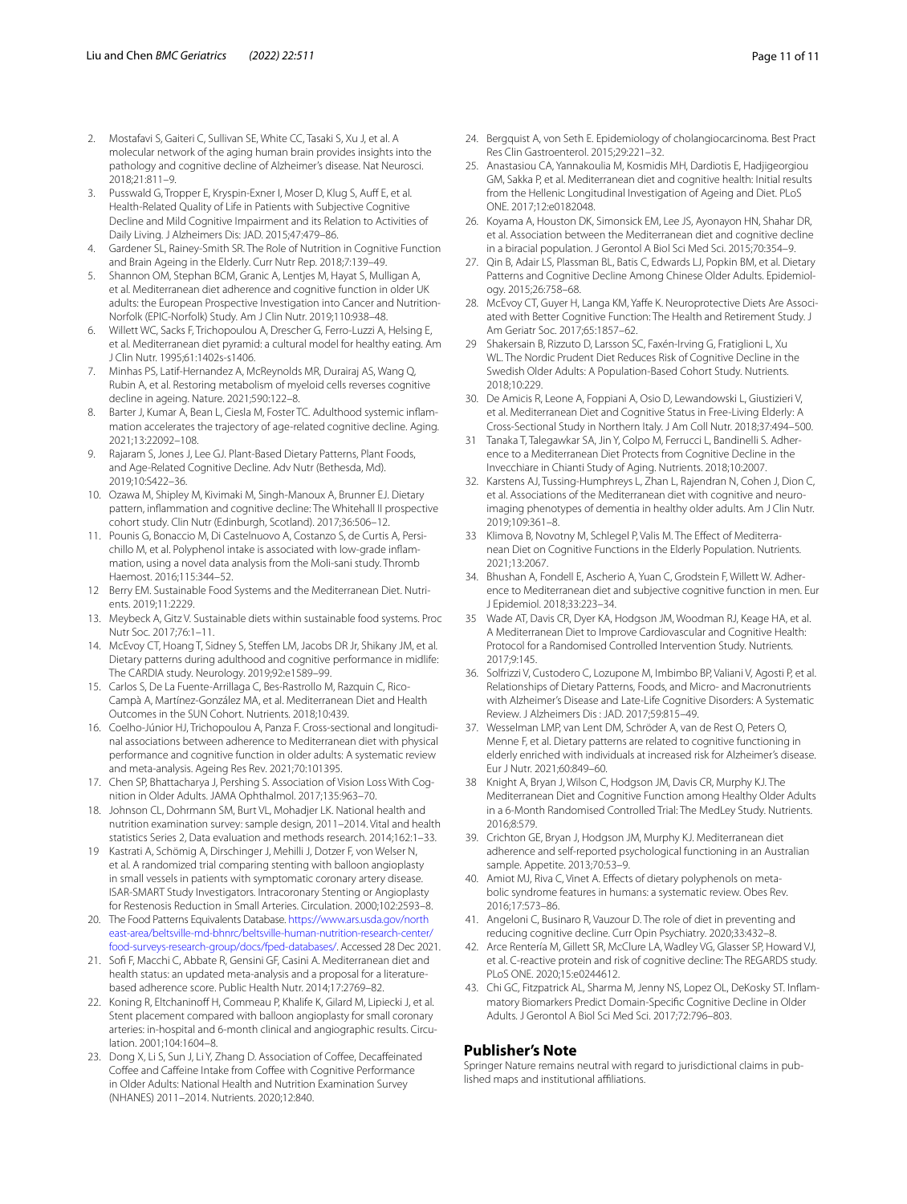2. Mostafavi S, Gaiteri C, Sullivan SE, White CC, Tasaki S, Xu J, et al. A molecular network of the aging human brain provides insights into the pathology and cognitive decline of Alzheimer's disease. Nat Neurosci. 2018;21:811–9.
3. Pusswald G, Tropper E, Kryspin-Exner I, Moser D, Klug S, Auff E, et al. Health-Related Quality of Life in Patients with Subjective Cognitive Decline and Mild Cognitive Impairment and its Relation to Activities of Daily Living. J Alzheimers Dis: JAD. 2015;47:479–86.
4. Gardener SL, Rainey-Smith SR. The Role of Nutrition in Cognitive Function and Brain Ageing in the Elderly. Curr Nutr Rep. 2018;7:139–49.
5. Shannon OM, Stephan BCM, Granic A, Lentjes M, Hayat S, Mulligan A, et al. Mediterranean diet adherence and cognitive function in older UK adults: the European Prospective Investigation into Cancer and Nutrition-Norfolk (EPIC-Norfolk) Study. Am J Clin Nutr. 2019;110:938–48.
6. Willett WC, Sacks F, Trichopoulou A, Drescher G, Ferro-Luzzi A, Helsing E, et al. Mediterranean diet pyramid: a cultural model for healthy eating. Am J Clin Nutr. 1995;61:1402s-s1406.
7. Minhas PS, Latif-Hernandez A, McReynolds MR, Durairaj AS, Wang Q, Rubin A, et al. Restoring metabolism of myeloid cells reverses cognitive decline in ageing. Nature. 2021;590:122–8.
8. Barter J, Kumar A, Bean L, Ciesla M, Foster TC. Adulthood systemic inflammation accelerates the trajectory of age-related cognitive decline. Aging. 2021;13:22092–108.
9. Rajaram S, Jones J, Lee GJ. Plant-Based Dietary Patterns, Plant Foods, and Age-Related Cognitive Decline. Adv Nutr (Bethesda, Md). 2019;10:S422–36.
10. Ozawa M, Shipley M, Kivimaki M, Singh-Manoux A, Brunner EJ. Dietary pattern, inflammation and cognitive decline: The Whitehall II prospective cohort study. Clin Nutr (Edinburgh, Scotland). 2017;36:506–12.
11. Pounis G, Bonaccio M, Di Castelnuovo A, Costanzo S, de Curtis A, Persichillo M, et al. Polyphenol intake is associated with low-grade inflammation, using a novel data analysis from the Moli-sani study. Thromb Haemost. 2016;115:344–52.
12. Berry EM. Sustainable Food Systems and the Mediterranean Diet. Nutrients. 2019;11:2229.
13. Meybeck A, Gitz V. Sustainable diets within sustainable food systems. Proc Nutr Soc. 2017;76:1–11.
14. McEvoy CT, Hoang T, Sidney S, Steffen LM, Jacobs DR Jr, Shikany JM, et al. Dietary patterns during adulthood and cognitive performance in midlife: The CARDIA study. Neurology. 2019;92:e1589–99.
15. Carlos S, De La Fuente-Arrillaga C, Bes-Rastrollo M, Razquin C, Rico-Campà A, Martínez-González MA, et al. Mediterranean Diet and Health Outcomes in the SUN Cohort. Nutrients. 2018;10:439.
16. Coelho-Júnior HJ, Trichopoulou A, Panza F. Cross-sectional and longitudinal associations between adherence to Mediterranean diet with physical performance and cognitive function in older adults: A systematic review and meta-analysis. Ageing Res Rev. 2021;70:101395.
17. Chen SP, Bhattacharya J, Pershing S. Association of Vision Loss With Cognition in Older Adults. JAMA Ophthalmol. 2017;135:963–70.
18. Johnson CL, Dohrmann SM, Burt VL, Mohadjer LK. National health and nutrition examination survey: sample design, 2011–2014. Vital and health statistics Series 2, Data evaluation and methods research. 2014;162:1–33.
19. Kastrati A, Schömig A, Dirschinger J, Mehilli J, Dotzer F, von Welser N, et al. A randomized trial comparing stenting with balloon angioplasty in small vessels in patients with symptomatic coronary artery disease. ISAR-SMART Study Investigators. Intracoronary Stenting or Angioplasty for Restenosis Reduction in Small Arteries. Circulation. 2000;102:2593–8.
20. The Food Patterns Equivalents Database. https://www.ars.usda.gov/northeast-area/beltsville-md-bhnrc/beltsville-human-nutrition-research-center/food-surveys-research-group/docs/fped-databases/. Accessed 28 Dec 2021.
21. Sofi F, Macchi C, Abbate R, Gensini GF, Casini A. Mediterranean diet and health status: an updated meta-analysis and a proposal for a literature-based adherence score. Public Health Nutr. 2014;17:2769–82.
22. Koning R, Eltchaninoff H, Commeau P, Khalife K, Gilard M, Lipiecki J, et al. Stent placement compared with balloon angioplasty for small coronary arteries: in-hospital and 6-month clinical and angiographic results. Circulation. 2001;104:1604–8.
23. Dong X, Li S, Sun J, Li Y, Zhang D. Association of Coffee, Decaffeinated Coffee and Caffeine Intake from Coffee with Cognitive Performance in Older Adults: National Health and Nutrition Examination Survey (NHANES) 2011–2014. Nutrients. 2020;12:840.
24. Bergquist A, von Seth E. Epidemiology of cholangiocarcinoma. Best Pract Res Clin Gastroenterol. 2015;29:221–32.
25. Anastasiou CA, Yannakoulia M, Kosmidis MH, Dardiotis E, Hadjigeorgiou GM, Sakka P, et al. Mediterranean diet and cognitive health: Initial results from the Hellenic Longitudinal Investigation of Ageing and Diet. PLoS ONE. 2017;12:e0182048.
26. Koyama A, Houston DK, Simonsick EM, Lee JS, Ayonayon HN, Shahar DR, et al. Association between the Mediterranean diet and cognitive decline in a biracial population. J Gerontol A Biol Sci Med Sci. 2015;70:354–9.
27. Qin B, Adair LS, Plassman BL, Batis C, Edwards LJ, Popkin BM, et al. Dietary Patterns and Cognitive Decline Among Chinese Older Adults. Epidemiology. 2015;26:758–68.
28. McEvoy CT, Guyer H, Langa KM, Yaffe K. Neuroprotective Diets Are Associated with Better Cognitive Function: The Health and Retirement Study. J Am Geriatr Soc. 2017;65:1857–62.
29. Shakersain B, Rizzuto D, Larsson SC, Faxén-Irving G, Fratiglioni L, Xu WL. The Nordic Prudent Diet Reduces Risk of Cognitive Decline in the Swedish Older Adults: A Population-Based Cohort Study. Nutrients. 2018;10:229.
30. De Amicis R, Leone A, Foppiani A, Osio D, Lewandowski L, Giustizieri V, et al. Mediterranean Diet and Cognitive Status in Free-Living Elderly: A Cross-Sectional Study in Northern Italy. J Am Coll Nutr. 2018;37:494–500.
31. Tanaka T, Talegawkar SA, Jin Y, Colpo M, Ferrucci L, Bandinelli S. Adherence to a Mediterranean Diet Protects from Cognitive Decline in the Invecchiare in Chianti Study of Aging. Nutrients. 2018;10:2007.
32. Karstens AJ, Tussing-Humphreys L, Zhan L, Rajendran N, Cohen J, Dion C, et al. Associations of the Mediterranean diet with cognitive and neuroimaging phenotypes of dementia in healthy older adults. Am J Clin Nutr. 2019;109:361–8.
33. Klimova B, Novotny M, Schlegel P, Valis M. The Effect of Mediterranean Diet on Cognitive Functions in the Elderly Population. Nutrients. 2021;13:2067.
34. Bhushan A, Fondell E, Ascherio A, Yuan C, Grodstein F, Willett W. Adherence to Mediterranean diet and subjective cognitive function in men. Eur J Epidemiol. 2018;33:223–34.
35. Wade AT, Davis CR, Dyer KA, Hodgson JM, Woodman RJ, Keage HA, et al. A Mediterranean Diet to Improve Cardiovascular and Cognitive Health: Protocol for a Randomised Controlled Intervention Study. Nutrients. 2017;9:145.
36. Solfrizzi V, Custodero C, Lozupone M, Imbimbo BP, Valiani V, Agosti P, et al. Relationships of Dietary Patterns, Foods, and Micro- and Macronutrients with Alzheimer's Disease and Late-Life Cognitive Disorders: A Systematic Review. J Alzheimers Dis : JAD. 2017;59:815–49.
37. Wesselman LMP, van Lent DM, Schröder A, van de Rest O, Peters O, Menne F, et al. Dietary patterns are related to cognitive functioning in elderly enriched with individuals at increased risk for Alzheimer's disease. Eur J Nutr. 2021;60:849–60.
38. Knight A, Bryan J, Wilson C, Hodgson JM, Davis CR, Murphy KJ. The Mediterranean Diet and Cognitive Function among Healthy Older Adults in a 6-Month Randomised Controlled Trial: The MedLey Study. Nutrients. 2016;8:579.
39. Crichton GE, Bryan J, Hodgson JM, Murphy KJ. Mediterranean diet adherence and self-reported psychological functioning in an Australian sample. Appetite. 2013;70:53–9.
40. Amiot MJ, Riva C, Vinet A. Effects of dietary polyphenols on metabolic syndrome features in humans: a systematic review. Obes Rev. 2016;17:573–86.
41. Angeloni C, Businaro R, Vauzour D. The role of diet in preventing and reducing cognitive decline. Curr Opin Psychiatry. 2020;33:432–8.
42. Arce Rentería M, Gillett SR, McClure LA, Wadley VG, Glasser SP, Howard VJ, et al. C-reactive protein and risk of cognitive decline: The REGARDS study. PLoS ONE. 2020;15:e0244612.
43. Chi GC, Fitzpatrick AL, Sharma M, Jenny NS, Lopez OL, DeKosky ST. Inflammatory Biomarkers Predict Domain-Specific Cognitive Decline in Older Adults. J Gerontol A Biol Sci Med Sci. 2017;72:796–803.

## Publisher's Note

Springer Nature remains neutral with regard to jurisdictional claims in published maps and institutional affiliations.